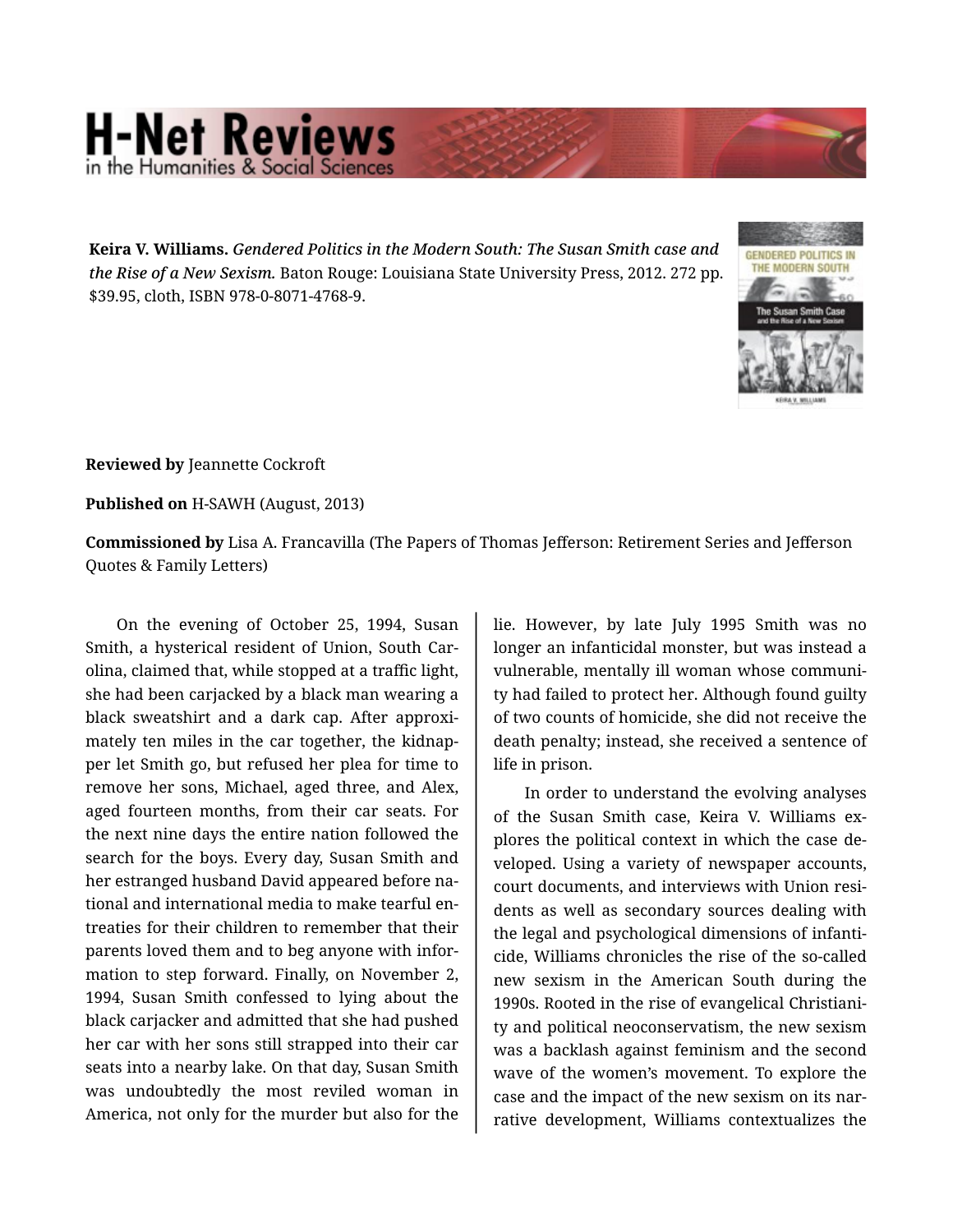**Keira V. Williams.** *Gendered Politics in the Modern South: The Susan Smith case and the Rise of a New Sexism.* Baton Rouge: Louisiana State University Press, 2012. 272 pp. $39.95, cloth, ISBN 978-0-8071-4768-9.

**Reviewed by** Jeannette Cockroft

**Published on** H-SAWH (August, 2013)

**Commissioned by** Lisa A. Francavilla (The Papers of Thomas Jefferson: Retirement Series and Jefferson Quotes & Family Letters)

On the evening of October 25, 1994, Susan Smith, a hysterical resident of Union, South Carolina, claimed that, while stopped at a traffic light, she had been carjacked by a black man wearing a black sweatshirt and a dark cap. After approximately ten miles in the car together, the kidnapper let Smith go, but refused her plea for time to remove her sons, Michael, aged three, and Alex, aged fourteen months, from their car seats. For the next nine days the entire nation followed the search for the boys. Every day, Susan Smith and her estranged husband David appeared before national and international media to make tearful entreaties for their children to remember that their parents loved them and to beg anyone with information to step forward. Finally, on November 2, 1994, Susan Smith confessed to lying about the black carjacker and admitted that she had pushed her car with her sons still strapped into their car seats into a nearby lake. On that day, Susan Smith was undoubtedly the most reviled woman in America, not only for the murder but also for the lie. However, by late July 1995 Smith was no longer an infanticidal monster, but was instead a vulnerable, mentally ill woman whose community had failed to protect her. Although found guilty of two counts of homicide, she did not receive the death penalty; instead, she received a sentence of life in prison.

In order to understand the evolving analyses of the Susan Smith case, Keira V. Williams explores the political context in which the case developed. Using a variety of newspaper accounts, court documents, and interviews with Union residents as well as secondary sources dealing with the legal and psychological dimensions of infanticide, Williams chronicles the rise of the so-called new sexism in the American South during the 1990s. Rooted in the rise of evangelical Christianity and political neoconservatism, the new sexism was a backlash against feminism and the second wave of the women's movement. To explore the case and the impact of the new sexism on its narrative development, Williams contextualizes the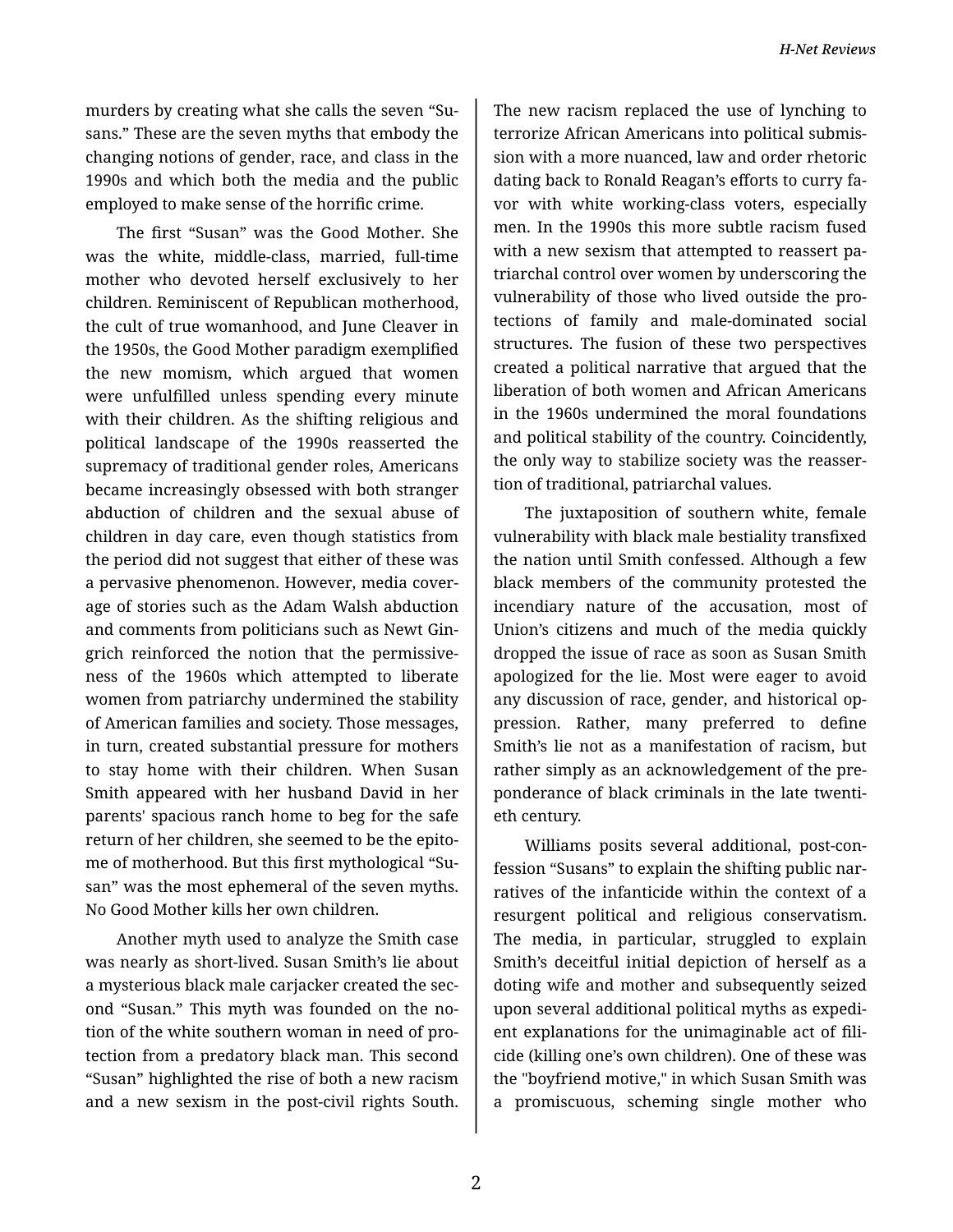murders by creating what she calls the seven “Susans.” These are the seven myths that embody the changing notions of gender, race, and class in the 1990s and which both the media and the public employed to make sense of the horrific crime.

The first “Susan” was the Good Mother. She was the white, middle-class, married, full-time mother who devoted herself exclusively to her children. Reminiscent of Republican motherhood, the cult of true womanhood, and June Cleaver in the 1950s, the Good Mother paradigm exemplified the new momism, which argued that women were unfulfilled unless spending every minute with their children. As the shifting religious and political landscape of the 1990s reasserted the supremacy of traditional gender roles, Americans became increasingly obsessed with both stranger abduction of children and the sexual abuse of children in day care, even though statistics from the period did not suggest that either of these was a pervasive phenomenon. However, media coverage of stories such as the Adam Walsh abduction and comments from politicians such as Newt Gingrich reinforced the notion that the permissiveness of the 1960s which attempted to liberate women from patriarchy undermined the stability of American families and society. Those messages, in turn, created substantial pressure for mothers to stay home with their children. When Susan Smith appeared with her husband David in her parents' spacious ranch home to beg for the safe return of her children, she seemed to be the epitome of motherhood. But this first mythological “Susan” was the most ephemeral of the seven myths. No Good Mother kills her own children.

Another myth used to analyze the Smith case was nearly as short-lived. Susan Smith’s lie about a mysterious black male carjacker created the second “Susan.” This myth was founded on the notion of the white southern woman in need of protection from a predatory black man. This second “Susan” highlighted the rise of both a new racism and a new sexism in the post-civil rights South. The new racism replaced the use of lynching to terrorize African Americans into political submission with a more nuanced, law and order rhetoric dating back to Ronald Reagan’s efforts to curry favor with white working-class voters, especially men. In the 1990s this more subtle racism fused with a new sexism that attempted to reassert patriarchal control over women by underscoring the vulnerability of those who lived outside the protections of family and male-dominated social structures. The fusion of these two perspectives created a political narrative that argued that the liberation of both women and African Americans in the 1960s undermined the moral foundations and political stability of the country. Coincidently, the only way to stabilize society was the reassertion of traditional, patriarchal values.

The juxtaposition of southern white, female vulnerability with black male bestiality transfixed the nation until Smith confessed. Although a few black members of the community protested the incendiary nature of the accusation, most of Union’s citizens and much of the media quickly dropped the issue of race as soon as Susan Smith apologized for the lie. Most were eager to avoid any discussion of race, gender, and historical oppression. Rather, many preferred to define Smith’s lie not as a manifestation of racism, but rather simply as an acknowledgement of the preponderance of black criminals in the late twentieth century.

Williams posits several additional, post-confession “Susans” to explain the shifting public narratives of the infanticide within the context of a resurgent political and religious conservatism. The media, in particular, struggled to explain Smith’s deceitful initial depiction of herself as a doting wife and mother and subsequently seized upon several additional political myths as expedient explanations for the unimaginable act of filicide (killing one’s own children). One of these was the "boyfriend motive," in which Susan Smith was a promiscuous, scheming single mother who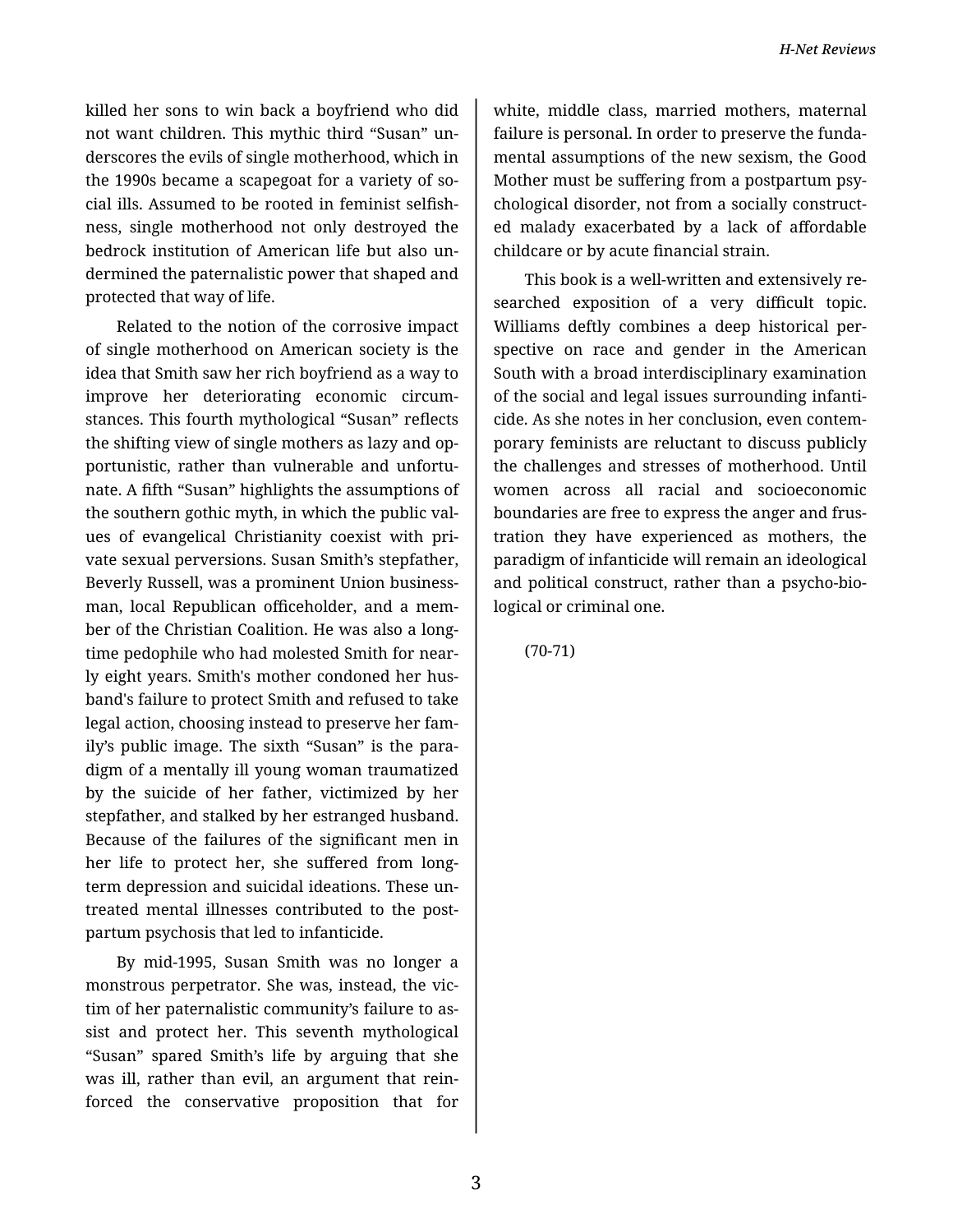killed her sons to win back a boyfriend who did not want children. This mythic third "Susan" underscores the evils of single motherhood, which in the 1990s became a scapegoat for a variety of social ills. Assumed to be rooted in feminist selfishness, single motherhood not only destroyed the bedrock institution of American life but also undermined the paternalistic power that shaped and protected that way of life.

Related to the notion of the corrosive impact of single motherhood on American society is the idea that Smith saw her rich boyfriend as a way to improve her deteriorating economic circumstances. This fourth mythological "Susan" reflects the shifting view of single mothers as lazy and opportunistic, rather than vulnerable and unfortunate. A fifth "Susan" highlights the assumptions of the southern gothic myth, in which the public values of evangelical Christianity coexist with private sexual perversions. Susan Smith's stepfather, Beverly Russell, was a prominent Union businessman, local Republican officeholder, and a member of the Christian Coalition. He was also a longtime pedophile who had molested Smith for nearly eight years. Smith's mother condoned her husband's failure to protect Smith and refused to take legal action, choosing instead to preserve her family's public image. The sixth "Susan" is the paradigm of a mentally ill young woman traumatized by the suicide of her father, victimized by her stepfather, and stalked by her estranged husband. Because of the failures of the significant men in her life to protect her, she suffered from long-term depression and suicidal ideations. These untreated mental illnesses contributed to the postpartum psychosis that led to infanticide.

By mid-1995, Susan Smith was no longer a monstrous perpetrator. She was, instead, the victim of her paternalistic community's failure to assist and protect her. This seventh mythological "Susan" spared Smith's life by arguing that she was ill, rather than evil, an argument that reinforced the conservative proposition that for white, middle class, married mothers, maternal failure is personal. In order to preserve the fundamental assumptions of the new sexism, the Good Mother must be suffering from a postpartum psychological disorder, not from a socially constructed malady exacerbated by a lack of affordable childcare or by acute financial strain.

This book is a well-written and extensively researched exposition of a very difficult topic. Williams deftly combines a deep historical perspective on race and gender in the American South with a broad interdisciplinary examination of the social and legal issues surrounding infanticide. As she notes in her conclusion, even contemporary feminists are reluctant to discuss publicly the challenges and stresses of motherhood. Until women across all racial and socioeconomic boundaries are free to express the anger and frustration they have experienced as mothers, the paradigm of infanticide will remain an ideological and political construct, rather than a psycho-biological or criminal one.

(70-71)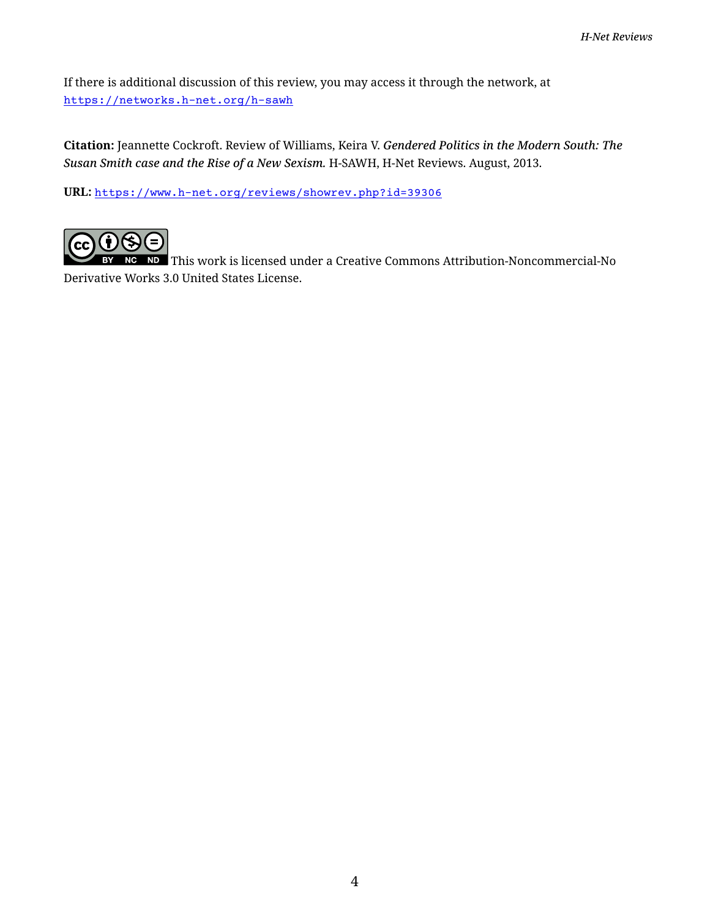If there is additional discussion of this review, you may access it through the network, at https://networks.h-net.org/h-sawh

**Citation:** Jeannette Cockroft. Review of Williams, Keira V. ***Gendered Politics in the Modern South: The Susan Smith case and the Rise of a New Sexism.*** H-SAWH, H-Net Reviews. August, 2013.

**URL:** https://www.h-net.org/reviews/showrev.php?id=39306

This work is licensed under a Creative Commons Attribution-Noncommercial-No Derivative Works 3.0 United States License.